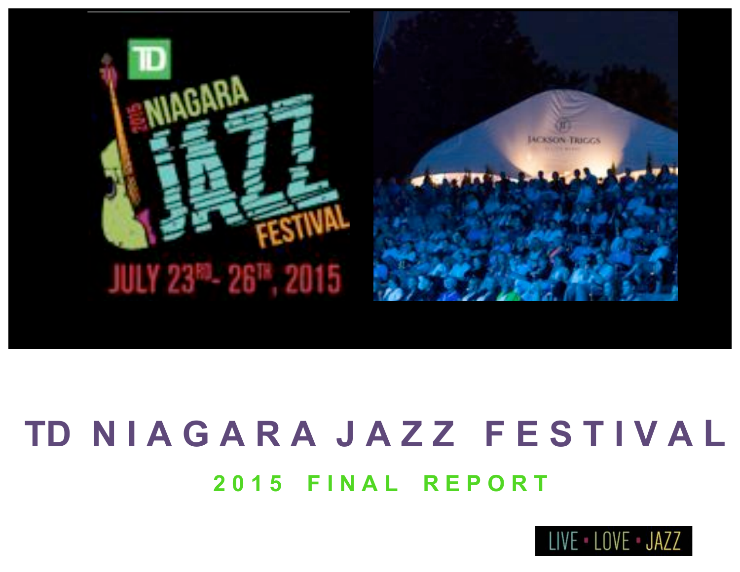# TD NIAGARA JAZZ FESTIVAL

## 2015 FINAL REPORT

LIVE • LOVE • JAZZ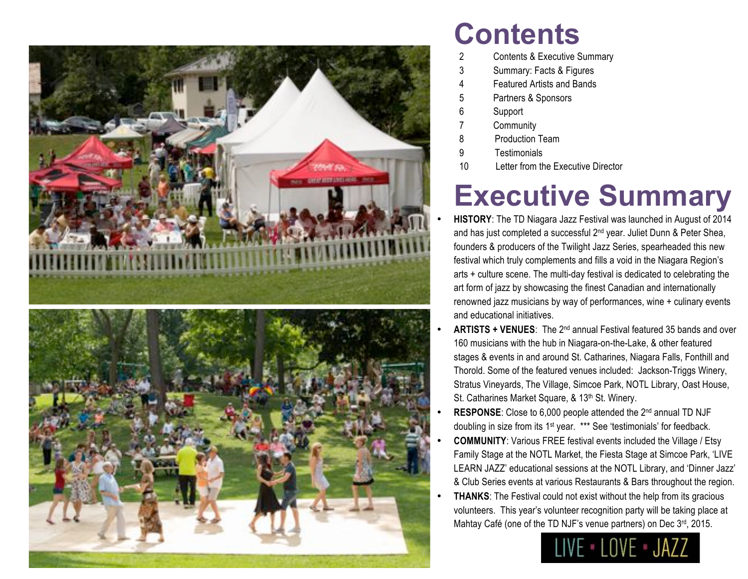# Contents

| | |
|---|---|
| 2 | Contents & Executive Summary |
| 3 | Summary: Facts & Figures |
| 4 | Featured Artists and Bands |
| 5 | Partners & Sponsors |
| 6 | Support |
| 7 | Community |
| 8 | Production Team |
| 9 | Testimonials |
| 10 | Letter from the Executive Director |

# Executive Summary

- **HISTORY**: The TD Niagara Jazz Festival was launched in August of 2014 and has just completed a successful 2nd year. Juliet Dunn & Peter Shea, founders & producers of the Twilight Jazz Series, spearheaded this new festival which truly complements and fills a void in the Niagara Region's arts + culture scene. The multi-day festival is dedicated to celebrating the art form of jazz by showcasing the finest Canadian and internationally renowned jazz musicians by way of performances, wine + culinary events and educational initiatives.
- **ARTISTS + VENUES**: The 2nd annual Festival featured 35 bands and over 160 musicians with the hub in Niagara-on-the-Lake, & other featured stages & events in and around St. Catharines, Niagara Falls, Fonthill and Thorold. Some of the featured venues included: Jackson-Triggs Winery, Stratus Vineyards, The Village, Simcoe Park, NOTL Library, Oast House, St. Catharines Market Square, & 13th St. Winery.
- **RESPONSE**: Close to 6,000 people attended the 2nd annual TD NJF doubling in size from its 1st year. *** See 'testimonials' for feedback.
- **COMMUNITY**: Various FREE festival events included the Village / Etsy Family Stage at the NOTL Market, the Fiesta Stage at Simcoe Park, 'LIVE LEARN JAZZ' educational sessions at the NOTL Library, and 'Dinner Jazz' & Club Series events at various Restaurants & Bars throughout the region.
- **THANKS**: The Festival could not exist without the help from its gracious volunteers. This year's volunteer recognition party will be taking place at Mahtay Café (one of the TD NJF's venue partners) on Dec 3rd, 2015.

LIVE • LOVE • JAZZ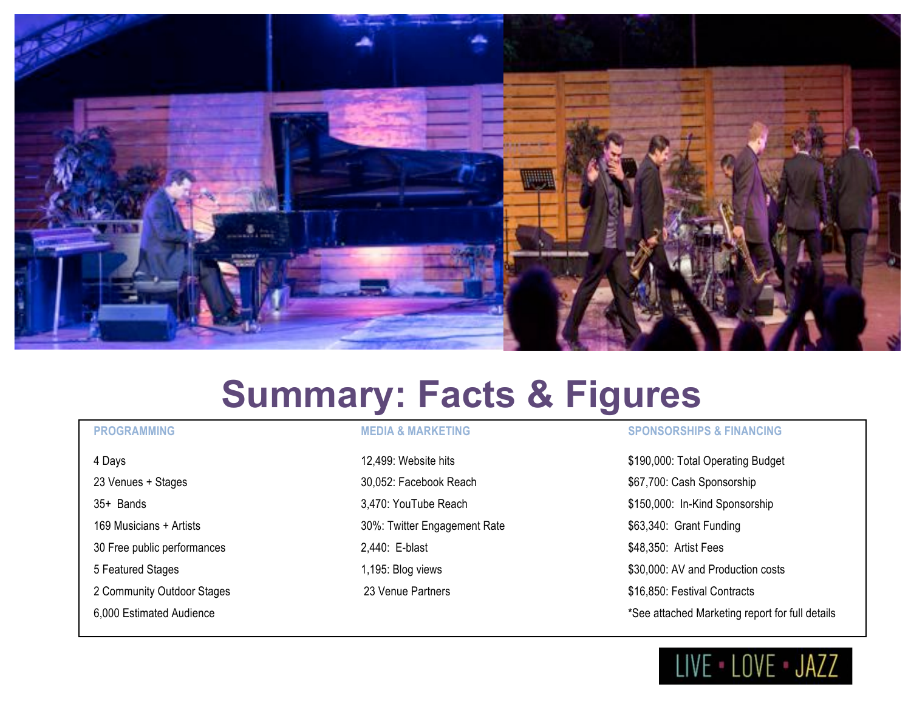# Summary: Facts & Figures

| PROGRAMMING | MEDIA & MARKETING | SPONSORSHIPS & FINANCING |
| --- | --- | --- |
| 4 Days | 12,499: Website hits | $190,000: Total Operating Budget |
| 23 Venues + Stages | 30,052: Facebook Reach | $67,700: Cash Sponsorship |
| 35+ Bands | 3,470: YouTube Reach | $150,000: In-Kind Sponsorship |
| 169 Musicians + Artists | 30%: Twitter Engagement Rate | $63,340: Grant Funding |
| 30 Free public performances | 2,440: E-blast | $48,350: Artist Fees |
| 5 Featured Stages | 1,195: Blog views | $30,000: AV and Production costs |
| 2 Community Outdoor Stages | 23 Venue Partners | $16,850: Festival Contracts |
| 6,000 Estimated Audience | | *See attached Marketing report for full details |

LIVE • LOVE • JAZZ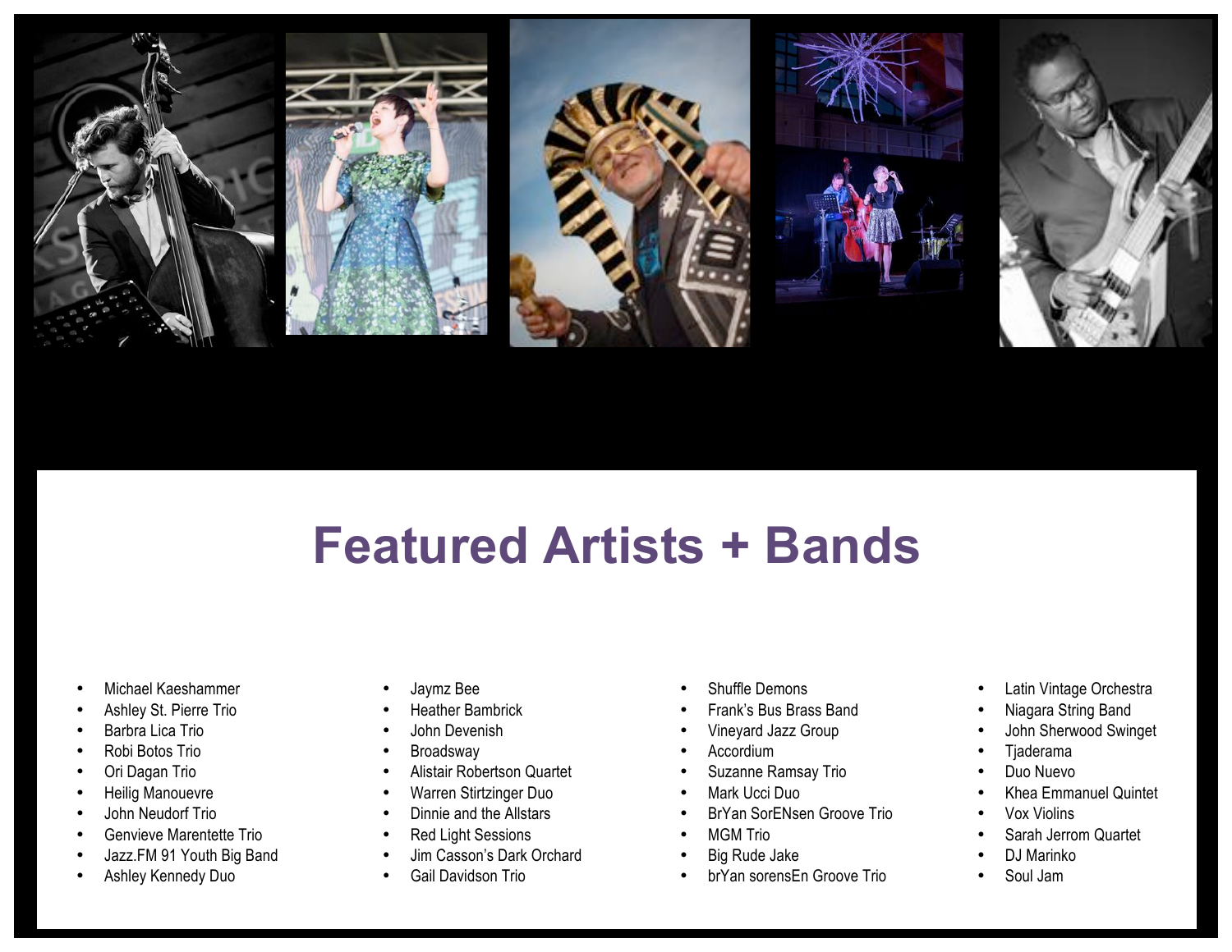# Featured Artists + Bands

- Michael Kaeshammer
- Ashley St. Pierre Trio
- Barbra Lica Trio
- Robi Botos Trio
- Ori Dagan Trio
- Heilig Manouevre
- John Neudorf Trio
- Genvieve Marentette Trio
- Jazz.FM 91 Youth Big Band
- Ashley Kennedy Duo
- Jaymz Bee
- Heather Bambrick
- John Devenish
- Broadsway
- Alistair Robertson Quartet
- Warren Stirtzinger Duo
- Dinnie and the Allstars
- Red Light Sessions
- Jim Casson's Dark Orchard
- Gail Davidson Trio
- Shuffle Demons
- Frank's Bus Brass Band
- Vineyard Jazz Group
- Accordium
- Suzanne Ramsay Trio
- Mark Ucci Duo
- BrYan SorENsen Groove Trio
- MGM Trio
- Big Rude Jake
- brYan sorensEn Groove Trio
- Latin Vintage Orchestra
- Niagara String Band
- John Sherwood Swinget
- Tjaderama
- Duo Nuevo
- Khea Emmanuel Quintet
- Vox Violins
- Sarah Jerrom Quartet
- DJ Marinko
- Soul Jam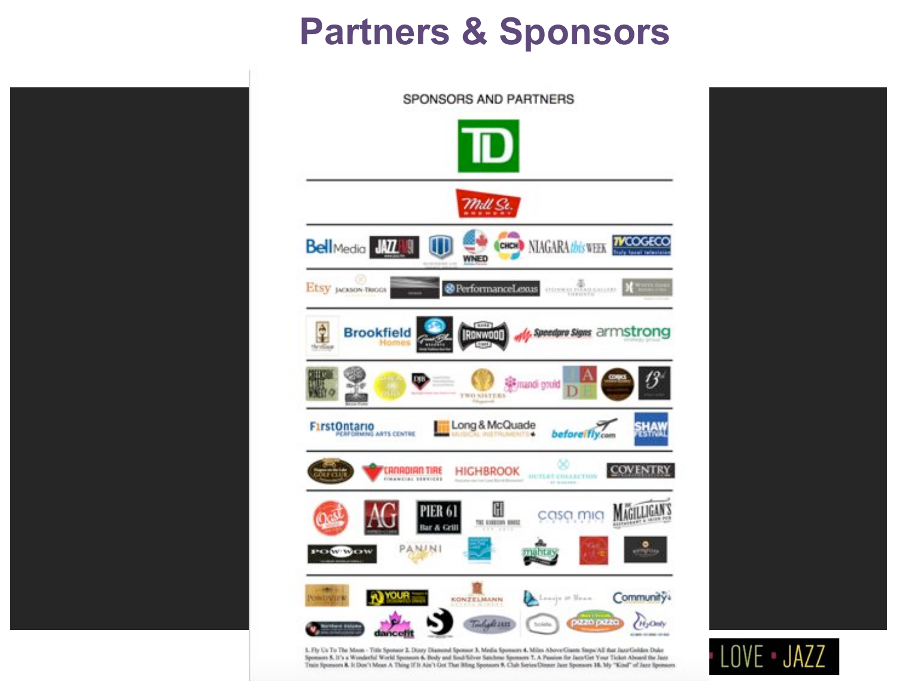# Partners & Sponsors

SPONSORS AND PARTNERS

1. Fly Us To The Moon - Title Sponsor 2. Dizzy Diamond Sponsor 3. Media Sponsors 4. Miles Above/Giants Steps/All that Jazz/Golden Duke Sponsors 5. It's a Wonderful World Sponsors 6. Body and Soul/Silver Satchmo Sponsors 7. A Passion for Jazz/Get Your Ticket Aboard the Jazz Train Sponsors 8. It Don't Mean A Thing If It Ain't Got That Bling Sponsors 9. Club Series/Dinner Jazz Sponsors 10. My "Kind" of Jazz Sponsors

LOVE • JAZZ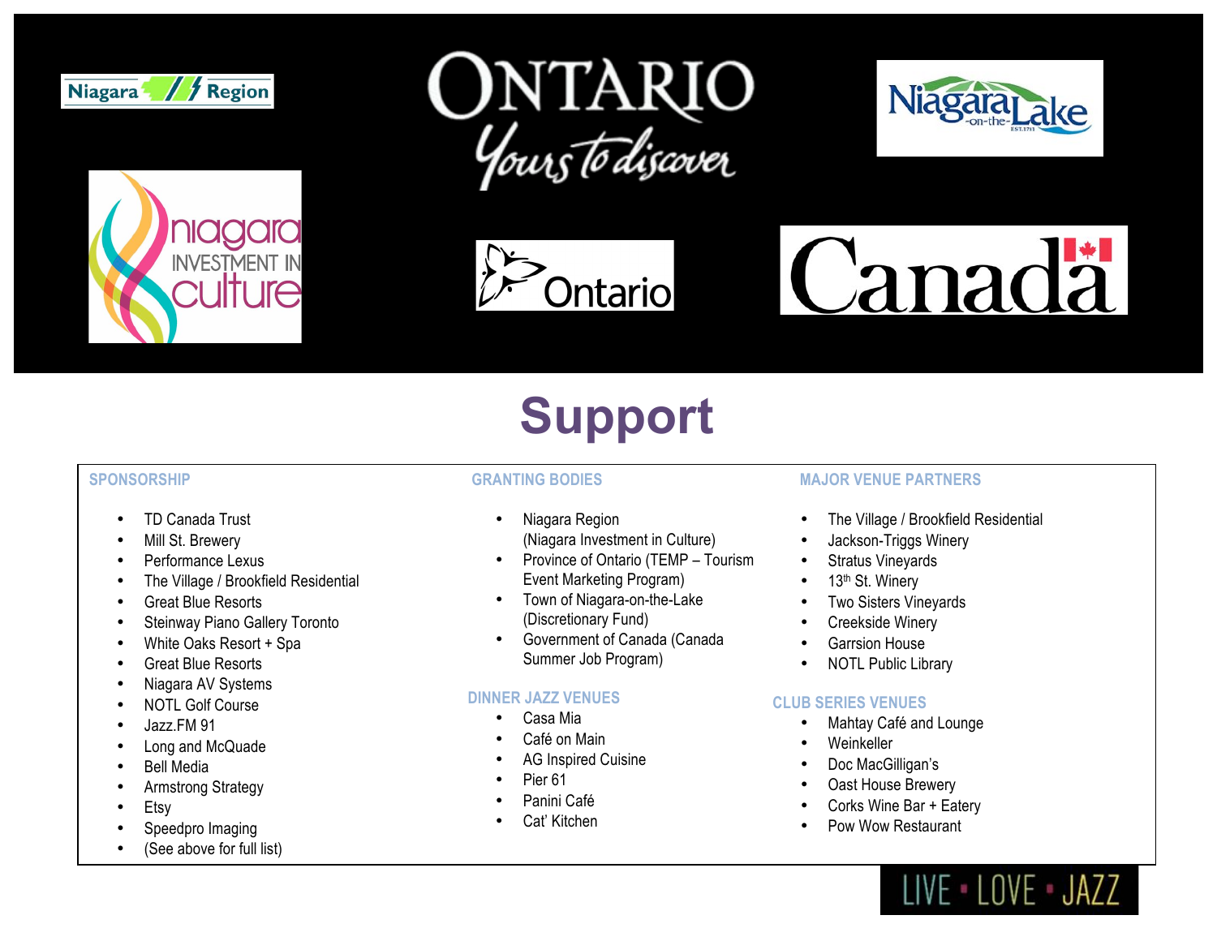# Support

### SPONSORSHIP

- TD Canada Trust
- Mill St. Brewery
- Performance Lexus
- The Village / Brookfield Residential
- Great Blue Resorts
- Steinway Piano Gallery Toronto
- White Oaks Resort + Spa
- Great Blue Resorts
- Niagara AV Systems
- NOTL Golf Course
- Jazz.FM 91
- Long and McQuade
- Bell Media
- Armstrong Strategy
- Etsy
- Speedpro Imaging
- (See above for full list)

### GRANTING BODIES

- Niagara Region (Niagara Investment in Culture)
- Province of Ontario (TEMP – Tourism Event Marketing Program)
- Town of Niagara-on-the-Lake (Discretionary Fund)
- Government of Canada (Canada Summer Job Program)

### DINNER JAZZ VENUES

- Casa Mia
- Café on Main
- AG Inspired Cuisine
- Pier 61
- Panini Café
- Cat' Kitchen

### MAJOR VENUE PARTNERS

- The Village / Brookfield Residential
- Jackson-Triggs Winery
- Stratus Vineyards
- 13th St. Winery
- Two Sisters Vineyards
- Creekside Winery
- Garrsion House
- NOTL Public Library

### CLUB SERIES VENUES

- Mahtay Café and Lounge
- Weinkeller
- Doc MacGilligan's
- Oast House Brewery
- Corks Wine Bar + Eatery
- Pow Wow Restaurant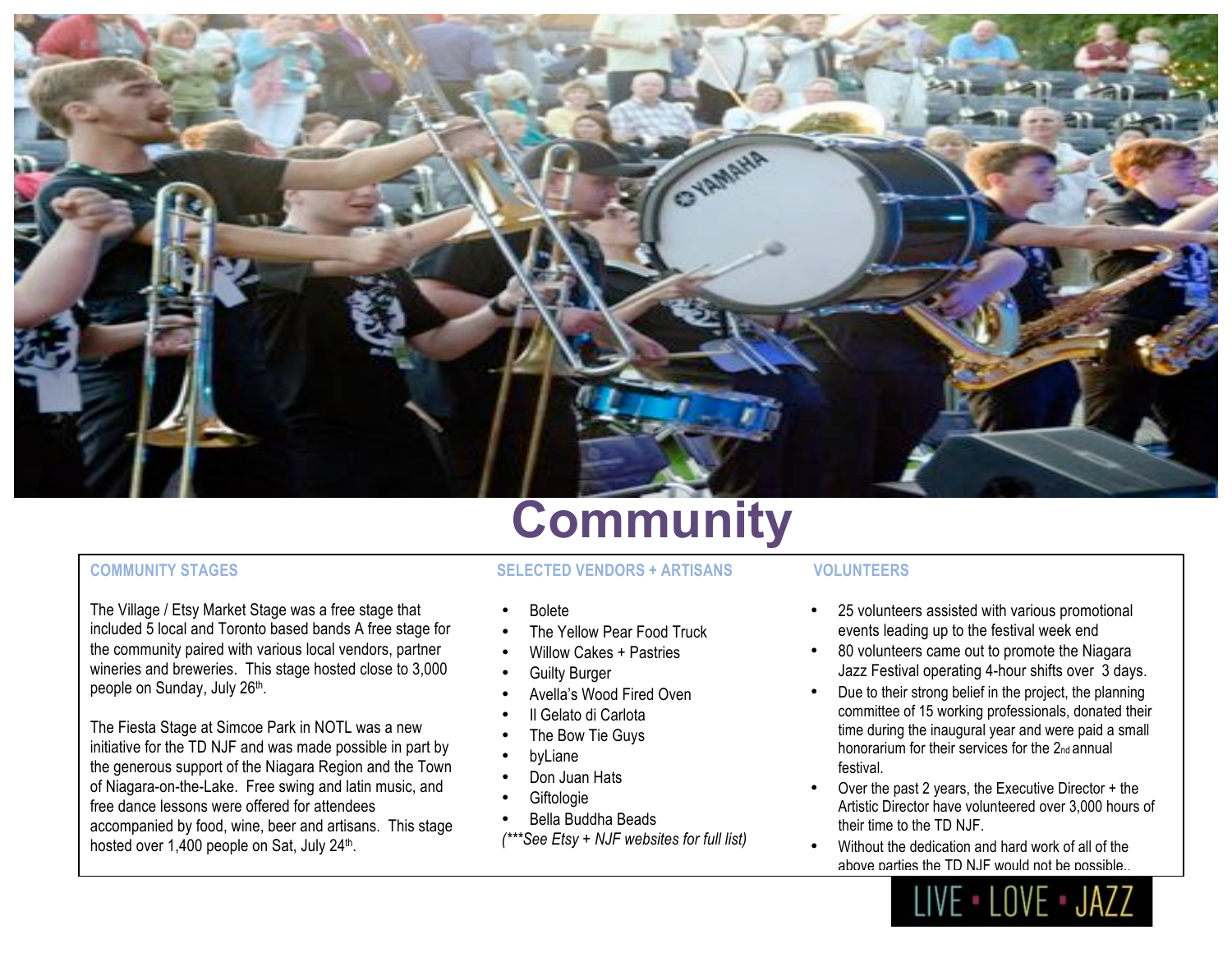# Community

### COMMUNITY STAGES

The Village / Etsy Market Stage was a free stage that included 5 local and Toronto based bands A free stage for the community paired with various local vendors, partner wineries and breweries. This stage hosted close to 3,000 people on Sunday, July 26th.

The Fiesta Stage at Simcoe Park in NOTL was a new initiative for the TD NJF and was made possible in part by the generous support of the Niagara Region and the Town of Niagara-on-the-Lake. Free swing and latin music, and free dance lessons were offered for attendees accompanied by food, wine, beer and artisans. This stage hosted over 1,400 people on Sat, July 24th.

### SELECTED VENDORS + ARTISANS

- Bolete
- The Yellow Pear Food Truck
- Willow Cakes + Pastries
- Guilty Burger
- Avella's Wood Fired Oven
- Il Gelato di Carlota
- The Bow Tie Guys
- byLiane
- Don Juan Hats
- Giftologie
- Bella Buddha Beads

*(***See Etsy + NJF websites for full list)*

### VOLUNTEERS

- 25 volunteers assisted with various promotional events leading up to the festival week end
- 80 volunteers came out to promote the Niagara Jazz Festival operating 4-hour shifts over 3 days.
- Due to their strong belief in the project, the planning committee of 15 working professionals, donated their time during the inaugural year and were paid a small honorarium for their services for the 2nd annual festival.
- Over the past 2 years, the Executive Director + the Artistic Director have volunteered over 3,000 hours of their time to the TD NJF.
- Without the dedication and hard work of all of the above parties the TD NJF would not be possible..

LIVE • LOVE • JAZZ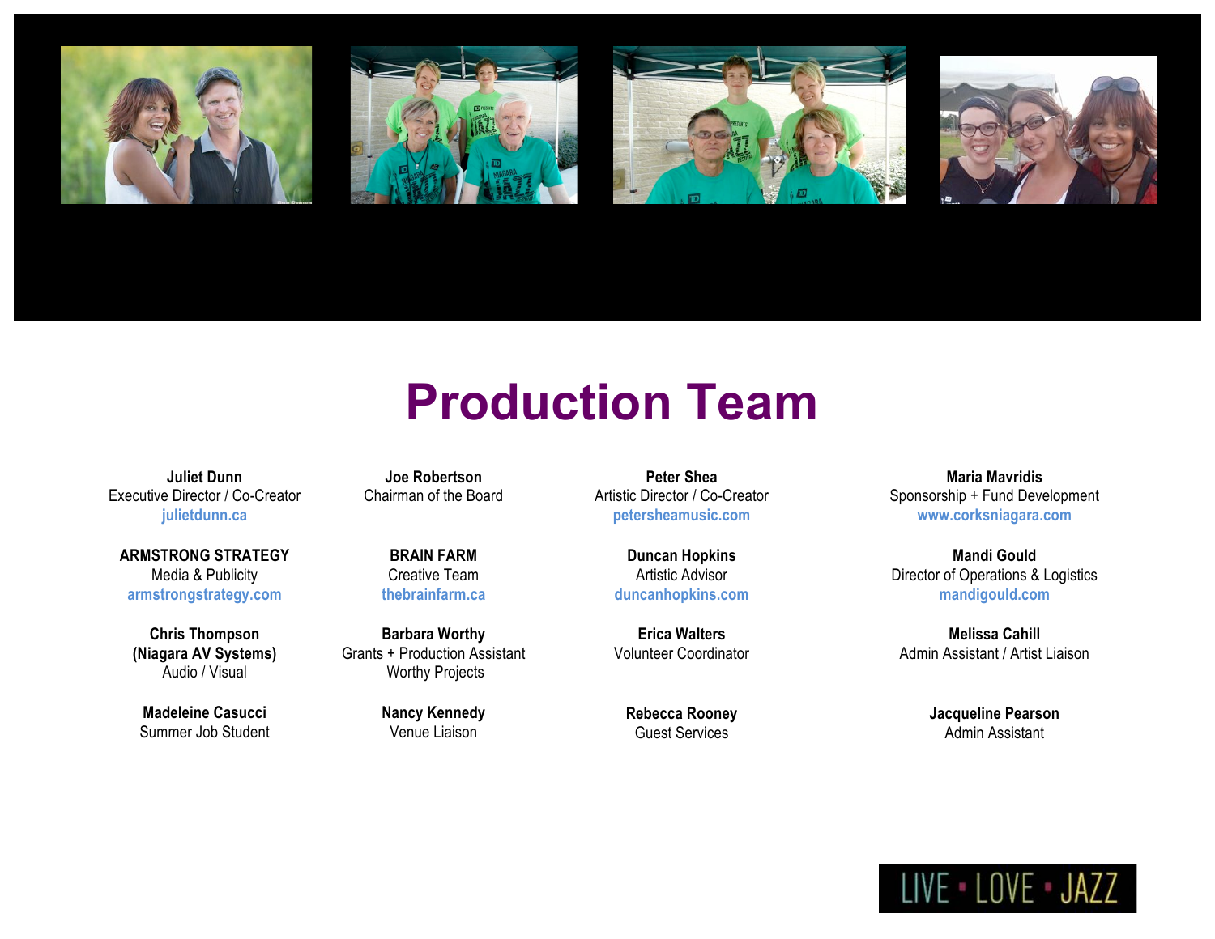# Production Team

**Juliet Dunn**
Executive Director / Co-Creator
julietdunn.ca

**Joe Robertson**
Chairman of the Board

**Peter Shea**
Artistic Director / Co-Creator
petersheamusic.com

**Maria Mavridis**
Sponsorship + Fund Development
www.corksniagara.com

**ARMSTRONG STRATEGY**
Media & Publicity
armstrongstrategy.com

**BRAIN FARM**
Creative Team
thebrainfarm.ca

**Duncan Hopkins**
Artistic Advisor
duncanhopkins.com

**Mandi Gould**
Director of Operations & Logistics
mandigould.com

**Chris Thompson**
**(Niagara AV Systems)**
Audio / Visual

**Barbara Worthy**
Grants + Production Assistant
Worthy Projects

**Erica Walters**
Volunteer Coordinator

**Melissa Cahill**
Admin Assistant / Artist Liaison

**Madeleine Casucci**
Summer Job Student

**Nancy Kennedy**
Venue Liaison

**Rebecca Rooney**
Guest Services

**Jacqueline Pearson**
Admin Assistant

LIVE • LOVE • JAZZ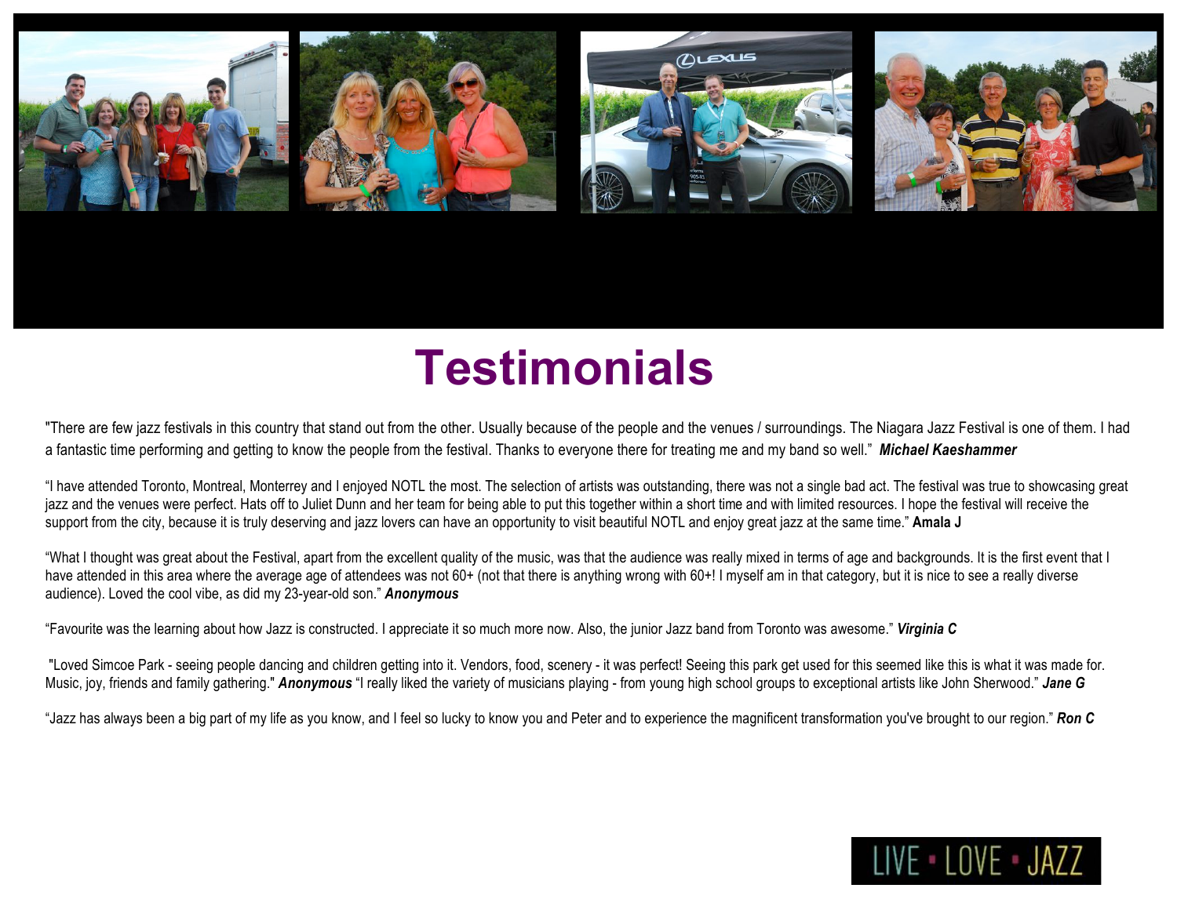# Testimonials

"There are few jazz festivals in this country that stand out from the other. Usually because of the people and the venues / surroundings. The Niagara Jazz Festival is one of them. I had a fantastic time performing and getting to know the people from the festival. Thanks to everyone there for treating me and my band so well." ***Michael Kaeshammer***

"I have attended Toronto, Montreal, Monterrey and I enjoyed NOTL the most. The selection of artists was outstanding, there was not a single bad act. The festival was true to showcasing great jazz and the venues were perfect. Hats off to Juliet Dunn and her team for being able to put this together within a short time and with limited resources. I hope the festival will receive the support from the city, because it is truly deserving and jazz lovers can have an opportunity to visit beautiful NOTL and enjoy great jazz at the same time." **Amala J**

"What I thought was great about the Festival, apart from the excellent quality of the music, was that the audience was really mixed in terms of age and backgrounds. It is the first event that I have attended in this area where the average age of attendees was not 60+ (not that there is anything wrong with 60+! I myself am in that category, but it is nice to see a really diverse audience). Loved the cool vibe, as did my 23-year-old son." ***Anonymous***

"Favourite was the learning about how Jazz is constructed. I appreciate it so much more now. Also, the junior Jazz band from Toronto was awesome." ***Virginia C***

"Loved Simcoe Park - seeing people dancing and children getting into it. Vendors, food, scenery - it was perfect! Seeing this park get used for this seemed like this is what it was made for. Music, joy, friends and family gathering." ***Anonymous*** "I really liked the variety of musicians playing - from young high school groups to exceptional artists like John Sherwood." ***Jane G***

"Jazz has always been a big part of my life as you know, and I feel so lucky to know you and Peter and to experience the magnificent transformation you've brought to our region." ***Ron C***

LIVE • LOVE • JAZZ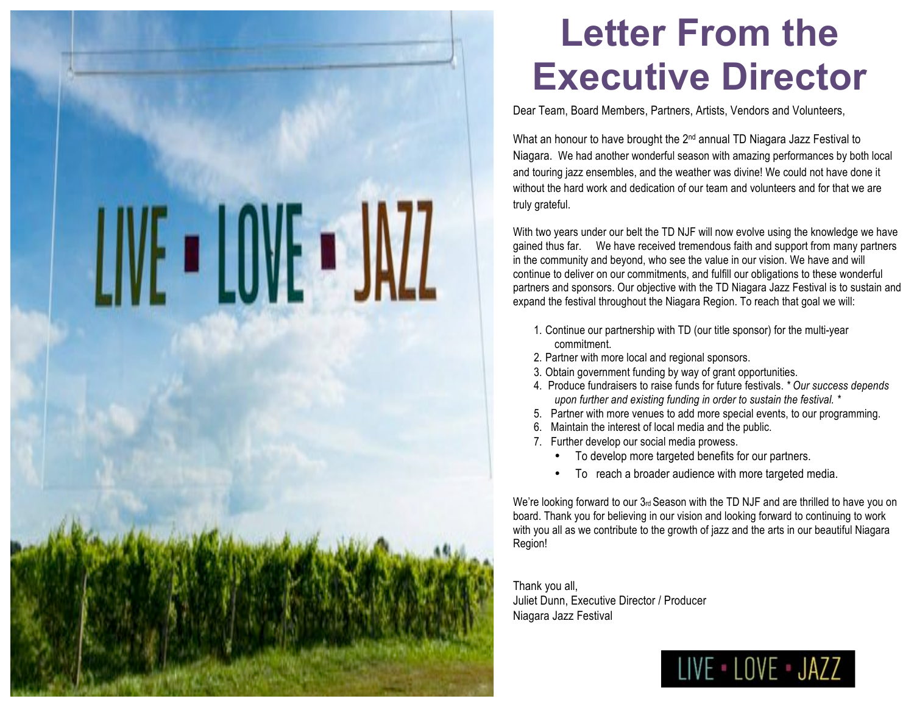# Letter From the Executive Director

Dear Team, Board Members, Partners, Artists, Vendors and Volunteers,

What an honour to have brought the 2nd annual TD Niagara Jazz Festival to Niagara. We had another wonderful season with amazing performances by both local and touring jazz ensembles, and the weather was divine! We could not have done it without the hard work and dedication of our team and volunteers and for that we are truly grateful.

With two years under our belt the TD NJF will now evolve using the knowledge we have gained thus far. We have received tremendous faith and support from many partners in the community and beyond, who see the value in our vision. We have and will continue to deliver on our commitments, and fulfill our obligations to these wonderful partners and sponsors. Our objective with the TD Niagara Jazz Festival is to sustain and expand the festival throughout the Niagara Region. To reach that goal we will:

1. Continue our partnership with TD (our title sponsor) for the multi-year commitment.
2. Partner with more local and regional sponsors.
3. Obtain government funding by way of grant opportunities.
4. Produce fundraisers to raise funds for future festivals. *\* Our success depends upon further and existing funding in order to sustain the festival. \**
5. Partner with more venues to add more special events, to our programming.
6. Maintain the interest of local media and the public.
7. Further develop our social media prowess.
   - To develop more targeted benefits for our partners.
   - To reach a broader audience with more targeted media.

We're looking forward to our 3rd Season with the TD NJF and are thrilled to have you on board. Thank you for believing in our vision and looking forward to continuing to work with you all as we contribute to the growth of jazz and the arts in our beautiful Niagara Region!

Thank you all,
Juliet Dunn, Executive Director / Producer
Niagara Jazz Festival

LIVE ▪ LOVE ▪ JAZZ